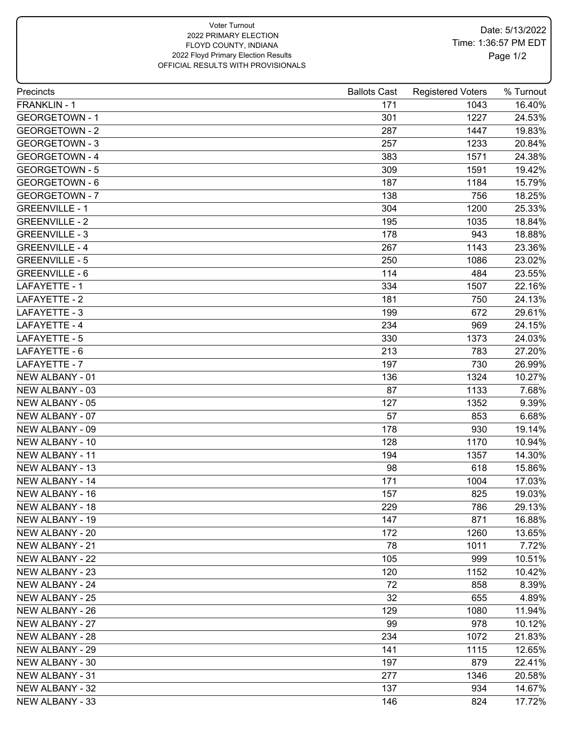Voter Turnout
2022 PRIMARY ELECTION
FLOYD COUNTY, INDIANA
2022 Floyd Primary Election Results
OFFICIAL RESULTS WITH PROVISIONALS

Date: 5/13/2022
Time: 1:36:57 PM EDT

| Precincts | Ballots Cast | Registered Voters | % Turnout |
|---|---|---|---|
| FRANKLIN - 1 | 171 | 1043 | 16.40% |
| GEORGETOWN - 1 | 301 | 1227 | 24.53% |
| GEORGETOWN - 2 | 287 | 1447 | 19.83% |
| GEORGETOWN - 3 | 257 | 1233 | 20.84% |
| GEORGETOWN - 4 | 383 | 1571 | 24.38% |
| GEORGETOWN - 5 | 309 | 1591 | 19.42% |
| GEORGETOWN - 6 | 187 | 1184 | 15.79% |
| GEORGETOWN - 7 | 138 | 756 | 18.25% |
| GREENVILLE - 1 | 304 | 1200 | 25.33% |
| GREENVILLE - 2 | 195 | 1035 | 18.84% |
| GREENVILLE - 3 | 178 | 943 | 18.88% |
| GREENVILLE - 4 | 267 | 1143 | 23.36% |
| GREENVILLE - 5 | 250 | 1086 | 23.02% |
| GREENVILLE - 6 | 114 | 484 | 23.55% |
| LAFAYETTE - 1 | 334 | 1507 | 22.16% |
| LAFAYETTE - 2 | 181 | 750 | 24.13% |
| LAFAYETTE - 3 | 199 | 672 | 29.61% |
| LAFAYETTE - 4 | 234 | 969 | 24.15% |
| LAFAYETTE - 5 | 330 | 1373 | 24.03% |
| LAFAYETTE - 6 | 213 | 783 | 27.20% |
| LAFAYETTE - 7 | 197 | 730 | 26.99% |
| NEW ALBANY - 01 | 136 | 1324 | 10.27% |
| NEW ALBANY - 03 | 87 | 1133 | 7.68% |
| NEW ALBANY - 05 | 127 | 1352 | 9.39% |
| NEW ALBANY - 07 | 57 | 853 | 6.68% |
| NEW ALBANY - 09 | 178 | 930 | 19.14% |
| NEW ALBANY - 10 | 128 | 1170 | 10.94% |
| NEW ALBANY - 11 | 194 | 1357 | 14.30% |
| NEW ALBANY - 13 | 98 | 618 | 15.86% |
| NEW ALBANY - 14 | 171 | 1004 | 17.03% |
| NEW ALBANY - 16 | 157 | 825 | 19.03% |
| NEW ALBANY - 18 | 229 | 786 | 29.13% |
| NEW ALBANY - 19 | 147 | 871 | 16.88% |
| NEW ALBANY - 20 | 172 | 1260 | 13.65% |
| NEW ALBANY - 21 | 78 | 1011 | 7.72% |
| NEW ALBANY - 22 | 105 | 999 | 10.51% |
| NEW ALBANY - 23 | 120 | 1152 | 10.42% |
| NEW ALBANY - 24 | 72 | 858 | 8.39% |
| NEW ALBANY - 25 | 32 | 655 | 4.89% |
| NEW ALBANY - 26 | 129 | 1080 | 11.94% |
| NEW ALBANY - 27 | 99 | 978 | 10.12% |
| NEW ALBANY - 28 | 234 | 1072 | 21.83% |
| NEW ALBANY - 29 | 141 | 1115 | 12.65% |
| NEW ALBANY - 30 | 197 | 879 | 22.41% |
| NEW ALBANY - 31 | 277 | 1346 | 20.58% |
| NEW ALBANY - 32 | 137 | 934 | 14.67% |
| NEW ALBANY - 33 | 146 | 824 | 17.72% |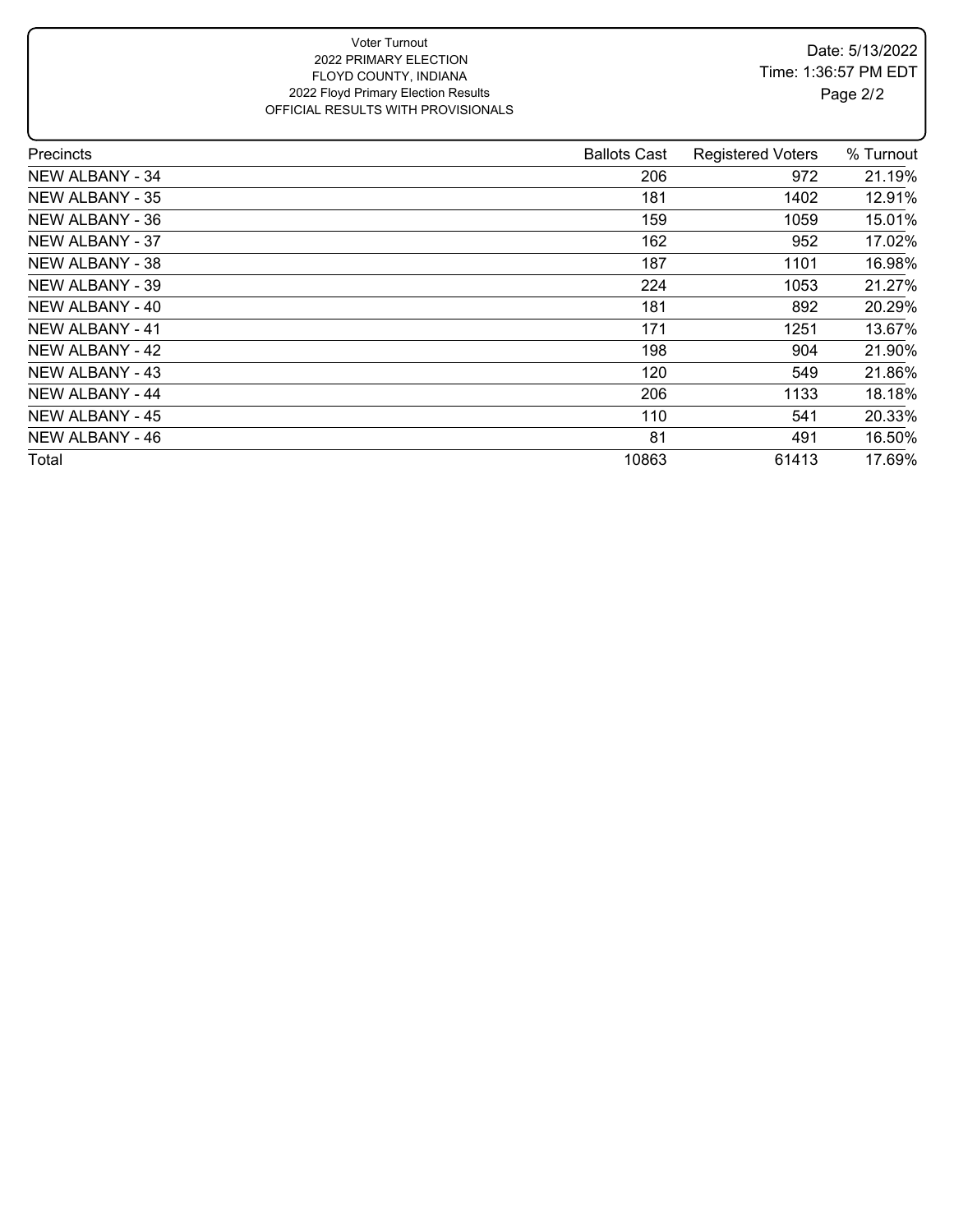Voter Turnout
2022 PRIMARY ELECTION
FLOYD COUNTY, INDIANA
2022 Floyd Primary Election Results
OFFICIAL RESULTS WITH PROVISIONALS

Date: 5/13/2022
Time: 1:36:57 PM EDT

| Precincts | Ballots Cast | Registered Voters | % Turnout |
|---|---|---|---|
| NEW ALBANY - 34 | 206 | 972 | 21.19% |
| NEW ALBANY - 35 | 181 | 1402 | 12.91% |
| NEW ALBANY - 36 | 159 | 1059 | 15.01% |
| NEW ALBANY - 37 | 162 | 952 | 17.02% |
| NEW ALBANY - 38 | 187 | 1101 | 16.98% |
| NEW ALBANY - 39 | 224 | 1053 | 21.27% |
| NEW ALBANY - 40 | 181 | 892 | 20.29% |
| NEW ALBANY - 41 | 171 | 1251 | 13.67% |
| NEW ALBANY - 42 | 198 | 904 | 21.90% |
| NEW ALBANY - 43 | 120 | 549 | 21.86% |
| NEW ALBANY - 44 | 206 | 1133 | 18.18% |
| NEW ALBANY - 45 | 110 | 541 | 20.33% |
| NEW ALBANY - 46 | 81 | 491 | 16.50% |
| Total | 10863 | 61413 | 17.69% |